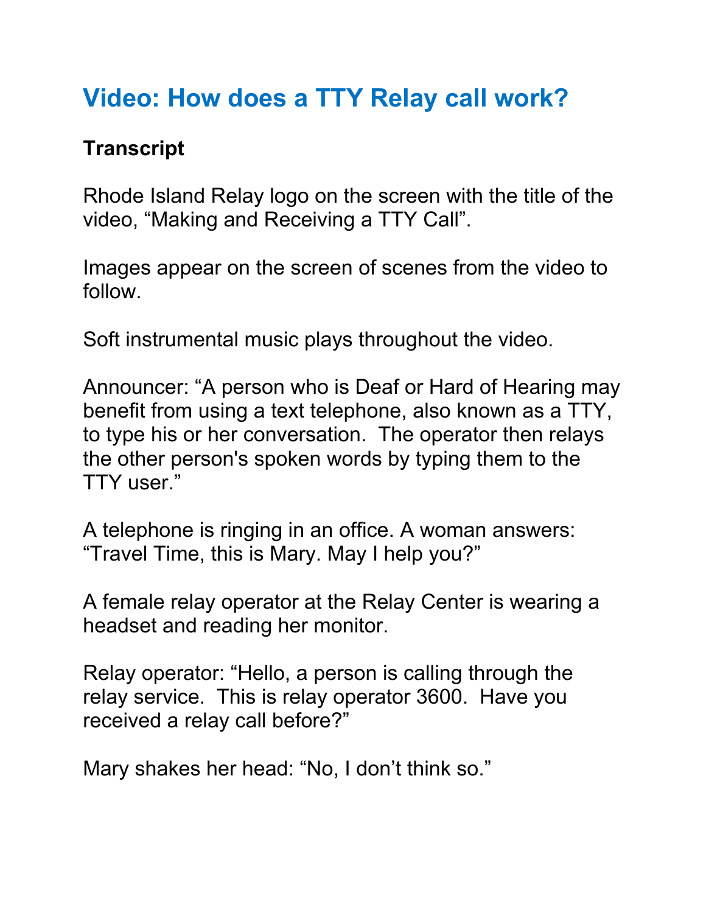# Video: How does a TTY Relay call work?

**Transcript**

Rhode Island Relay logo on the screen with the title of the video, “Making and Receiving a TTY Call”.

Images appear on the screen of scenes from the video to follow.

Soft instrumental music plays throughout the video.

Announcer: “A person who is Deaf or Hard of Hearing may benefit from using a text telephone, also known as a TTY, to type his or her conversation. The operator then relays the other person's spoken words by typing them to the TTY user.”

A telephone is ringing in an office. A woman answers: “Travel Time, this is Mary. May I help you?”

A female relay operator at the Relay Center is wearing a headset and reading her monitor.

Relay operator: “Hello, a person is calling through the relay service. This is relay operator 3600. Have you received a relay call before?”

Mary shakes her head: “No, I don’t think so.”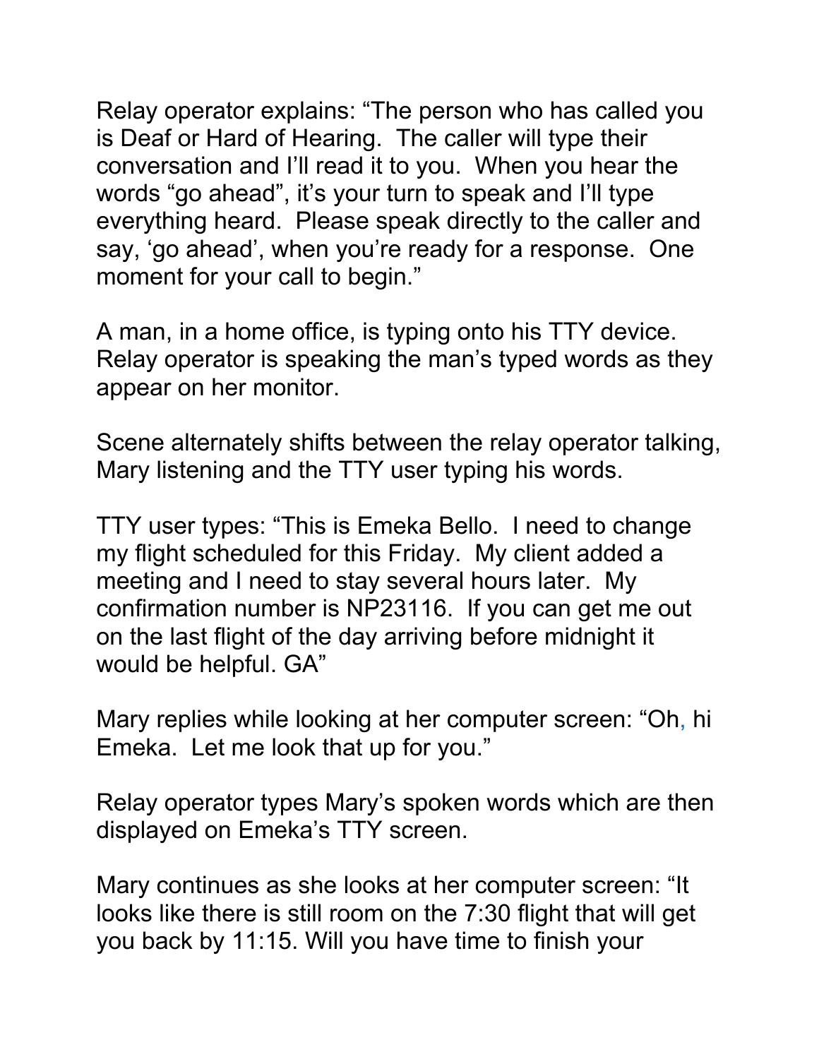Relay operator explains: “The person who has called you is Deaf or Hard of Hearing. The caller will type their conversation and I’ll read it to you. When you hear the words “go ahead”, it’s your turn to speak and I’ll type everything heard. Please speak directly to the caller and say, ‘go ahead’, when you’re ready for a response. One moment for your call to begin.”

A man, in a home office, is typing onto his TTY device. Relay operator is speaking the man’s typed words as they appear on her monitor.

Scene alternately shifts between the relay operator talking, Mary listening and the TTY user typing his words.

TTY user types: “This is Emeka Bello. I need to change my flight scheduled for this Friday. My client added a meeting and I need to stay several hours later. My confirmation number is NP23116. If you can get me out on the last flight of the day arriving before midnight it would be helpful. GA”

Mary replies while looking at her computer screen: “Oh, hi Emeka. Let me look that up for you.”

Relay operator types Mary’s spoken words which are then displayed on Emeka’s TTY screen.

Mary continues as she looks at her computer screen: “It looks like there is still room on the 7:30 flight that will get you back by 11:15. Will you have time to finish your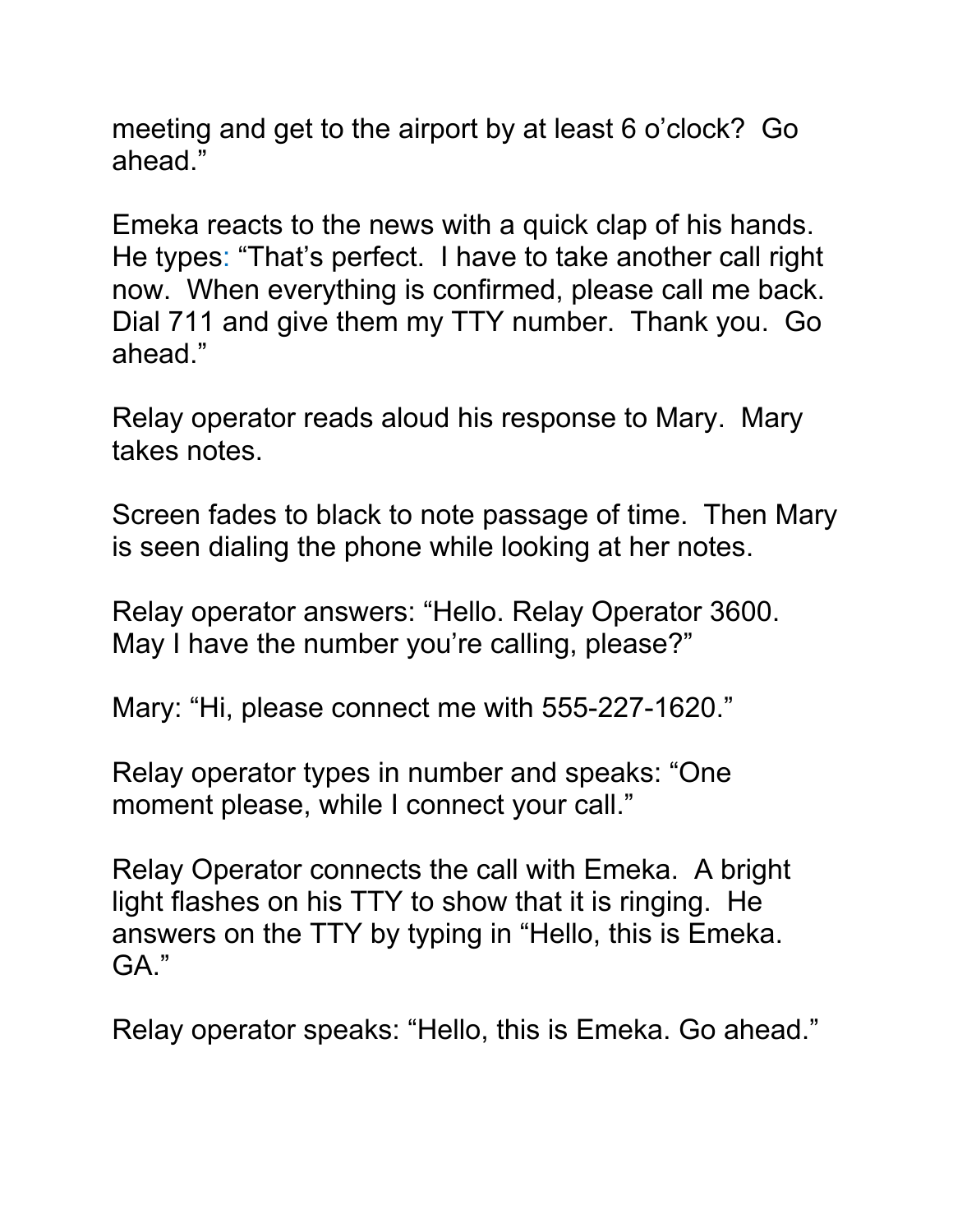meeting and get to the airport by at least 6 o'clock? Go ahead."

Emeka reacts to the news with a quick clap of his hands. He types: "That's perfect. I have to take another call right now. When everything is confirmed, please call me back. Dial 711 and give them my TTY number. Thank you. Go ahead."

Relay operator reads aloud his response to Mary. Mary takes notes.

Screen fades to black to note passage of time. Then Mary is seen dialing the phone while looking at her notes.

Relay operator answers: "Hello. Relay Operator 3600. May I have the number you're calling, please?"

Mary: "Hi, please connect me with 555-227-1620."

Relay operator types in number and speaks: "One moment please, while I connect your call."

Relay Operator connects the call with Emeka. A bright light flashes on his TTY to show that it is ringing. He answers on the TTY by typing in "Hello, this is Emeka. GA."

Relay operator speaks: "Hello, this is Emeka. Go ahead."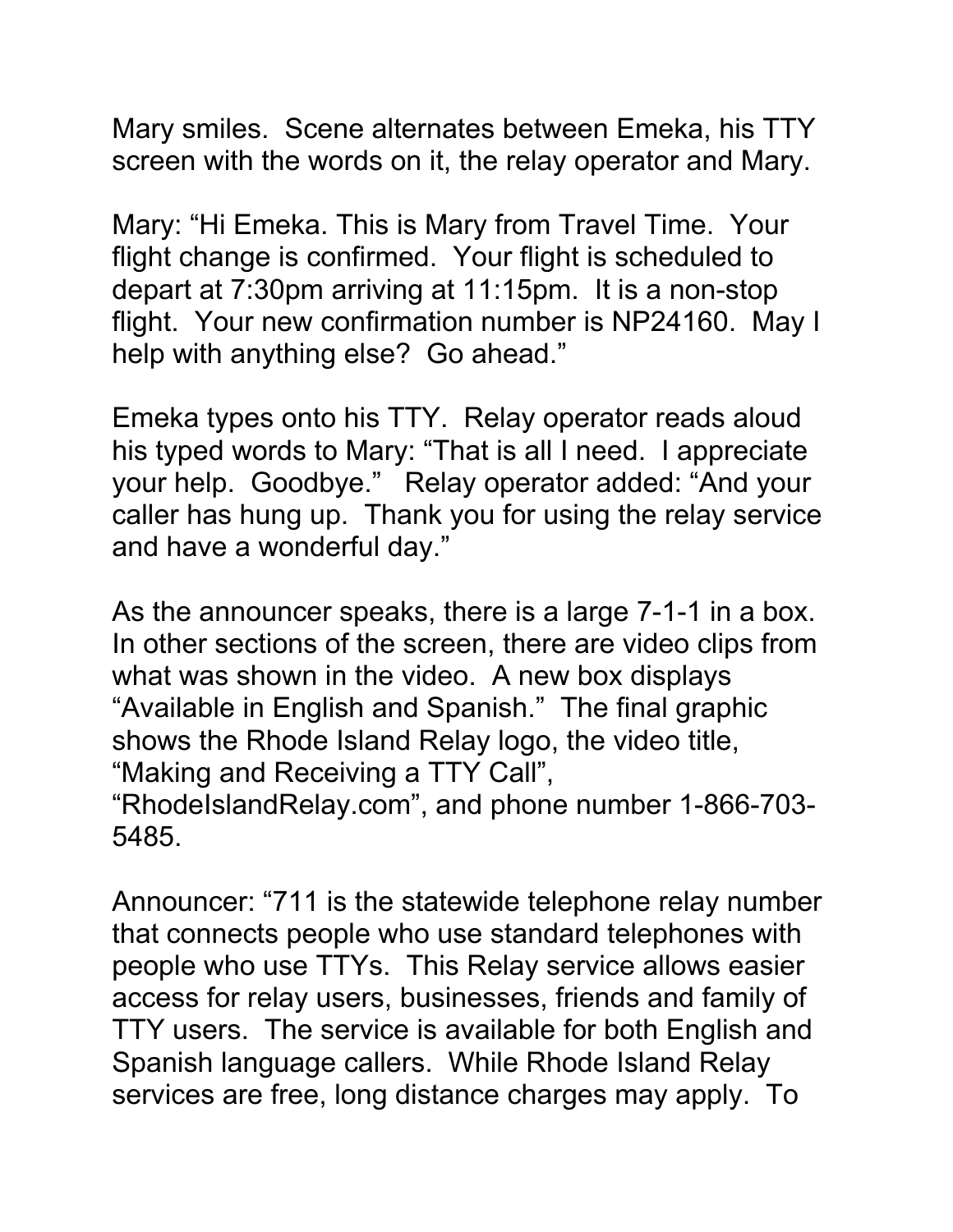Mary smiles. Scene alternates between Emeka, his TTY screen with the words on it, the relay operator and Mary.

Mary: "Hi Emeka. This is Mary from Travel Time. Your flight change is confirmed. Your flight is scheduled to depart at 7:30pm arriving at 11:15pm. It is a non-stop flight. Your new confirmation number is NP24160. May I help with anything else? Go ahead."

Emeka types onto his TTY. Relay operator reads aloud his typed words to Mary: "That is all I need. I appreciate your help. Goodbye." Relay operator added: "And your caller has hung up. Thank you for using the relay service and have a wonderful day."

As the announcer speaks, there is a large 7-1-1 in a box. In other sections of the screen, there are video clips from what was shown in the video. A new box displays "Available in English and Spanish." The final graphic shows the Rhode Island Relay logo, the video title, "Making and Receiving a TTY Call", "RhodeIslandRelay.com", and phone number 1-866-703-5485.

Announcer: "711 is the statewide telephone relay number that connects people who use standard telephones with people who use TTYs. This Relay service allows easier access for relay users, businesses, friends and family of TTY users. The service is available for both English and Spanish language callers. While Rhode Island Relay services are free, long distance charges may apply. To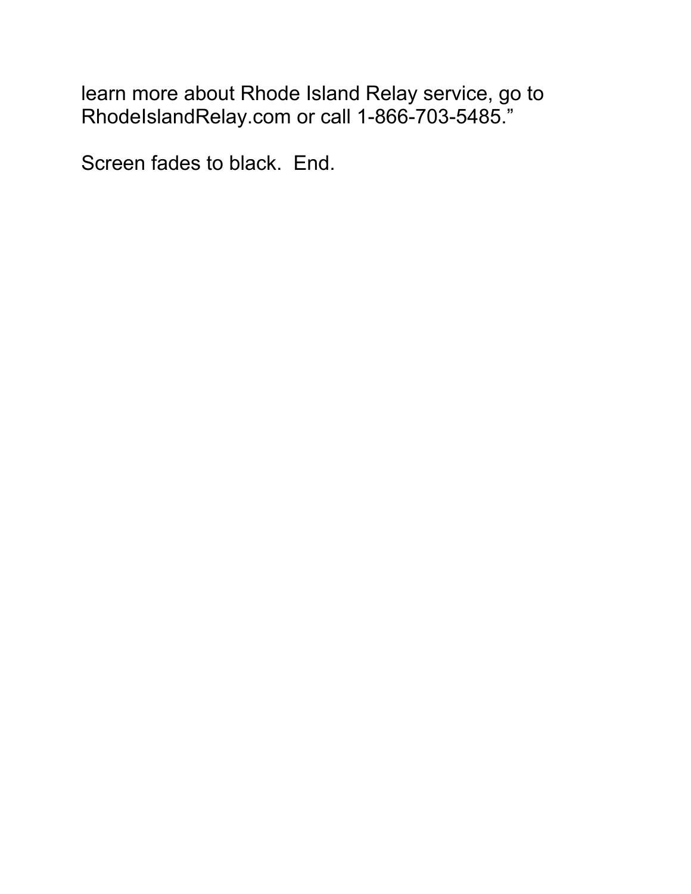learn more about Rhode Island Relay service, go to RhodeIslandRelay.com or call 1-866-703-5485."

Screen fades to black. End.